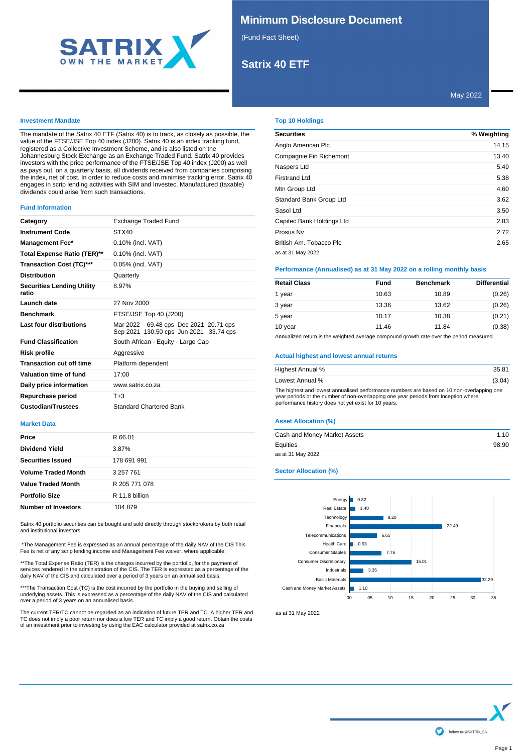# Minimum Disclosure Document

(Fund Fact Sheet)

## Satrix 40 ETF

May 2022

### Investment Mandate

The mandate of the Satrix 40 ETF (Satrix 40) is to track, as closely as possible, the value of the FTSE/JSE Top 40 index (J200). Satrix 40 is an index tracking fund, registered as a Collective Investment Scheme, and is also listed on the Johannesburg Stock Exchange as an Exchange Traded Fund. Satrix 40 provides investors with the price performance of the FTSE/JSE Top 40 index (J200) as well as pays out, on a quarterly basis, all dividends received from companies comprising the index, net of cost. In order to reduce costs and minimise tracking error, Satrix 40 engages in scrip lending activities with SIM and Investec. Manufactured (taxable) dividends could arise from such transactions.

### Fund Information

| | |
|---|---|
| **Category** | Exchange Traded Fund |
| **Instrument Code** | STX40 |
| **Management Fee*** | 0.10% (incl. VAT) |
| **Total Expense Ratio (TER)**** | 0.10% (incl. VAT) |
| **Transaction Cost (TC)***** | 0.05% (incl. VAT) |
| **Distribution** | Quarterly |
| **Securities Lending Utility ratio** | 8.97% |
| **Launch date** | 27 Nov 2000 |
| **Benchmark** | FTSE/JSE Top 40 (J200) |
| **Last four distributions** | Mar 2022 69.48 cps Dec 2021 20.71 cps Sep 2021 130.50 cps Jun 2021 33.74 cps |
| **Fund Classification** | South African - Equity - Large Cap |
| **Risk profile** | Aggressive |
| **Transaction cut off time** | Platform dependent |
| **Valuation time of fund** | 17:00 |
| **Daily price information** | www.satrix.co.za |
| **Repurchase period** | T+3 |
| **Custodian/Trustees** | Standard Chartered Bank |

### Market Data

| | |
|---|---|
| **Price** | R 66.01 |
| **Dividend Yield** | 3.87% |
| **Securities Issued** | 178 691 991 |
| **Volume Traded Month** | 3 257 761 |
| **Value Traded Month** | R 205 771 078 |
| **Portfolio Size** | R 11.8 billion |
| **Number of Investors** | 104 879 |

Satrix 40 portfolio securities can be bought and sold directly through stockbrokers by both retail and institutional investors.

*The Management Fee is expressed as an annual percentage of the daily NAV of the CIS This Fee is net of any scrip lending income and Management Fee waiver, where applicable.

**The Total Expense Ratio (TER) is the charges incurred by the portfolio, for the payment of services rendered in the administration of the CIS. The TER is expressed as a percentage of the daily NAV of the CIS and calculated over a period of 3 years on an annualised basis.

***The Transaction Cost (TC) is the cost incurred by the portfolio in the buying and selling of underlying assets. This is expressed as a percentage of the daily NAV of the CIS and calculated over a period of 3 years on an annualised basis.

The current TER/TC cannot be regarded as an indication of future TER and TC. A higher TER and TC does not imply a poor return nor does a low TER and TC imply a good return. Obtain the costs of an investment prior to investing by using the EAC calculator provided at satrix.co.za

### Top 10 Holdings

| Securities | % Weighting |
|---|---|
| Anglo American Plc | 14.15 |
| Compagnie Fin Richemont | 13.40 |
| Naspers Ltd | 5.49 |
| Firstrand Ltd | 5.38 |
| Mtn Group Ltd | 4.60 |
| Standard Bank Group Ltd | 3.62 |
| Sasol Ltd | 3.50 |
| Capitec Bank Holdings Ltd | 2.83 |
| Prosus Nv | 2.72 |
| British Am. Tobacco Plc | 2.65 |

as at 31 May 2022

### Performance (Annualised) as at 31 May 2022 on a rolling monthly basis

| Retail Class | Fund | Benchmark | Differential |
|---|---|---|---|
| 1 year | 10.63 | 10.89 | (0.26) |
| 3 year | 13.36 | 13.62 | (0.26) |
| 5 year | 10.17 | 10.38 | (0.21) |
| 10 year | 11.46 | 11.84 | (0.38) |

Annualized return is the weighted average compound growth rate over the period measured.

### Actual highest and lowest annual returns

| | |
|---|---|
| Highest Annual % | 35.81 |
| Lowest Annual % | (3.04) |

The highest and lowest annualised performance numbers are based on 10 non-overlapping one year periods or the number of non-overlapping one year periods from inception where performance history does not yet exist for 10 years.

### Asset Allocation (%)

| | |
|---|---|
| Cash and Money Market Assets | 1.10 |
| Equities | 98.90 |

as at 31 May 2022

### Sector Allocation (%)

| Sector | % |
|---|---|
| Energy | 0.82 |
| Real Estate | 1.40 |
| Technology | 8.20 |
| Financials | 22.49 |
| Telecommunications | 6.65 |
| Health Care | 0.93 |
| Consumer Staples | 7.76 |
| Consumer Discretionary | 15.01 |
| Industrials | 3.35 |
| Basic Materials | 32.29 |
| Cash and Money Market Assets | 1.10 |

as at 31 May 2022

follow us @SATRIX_SA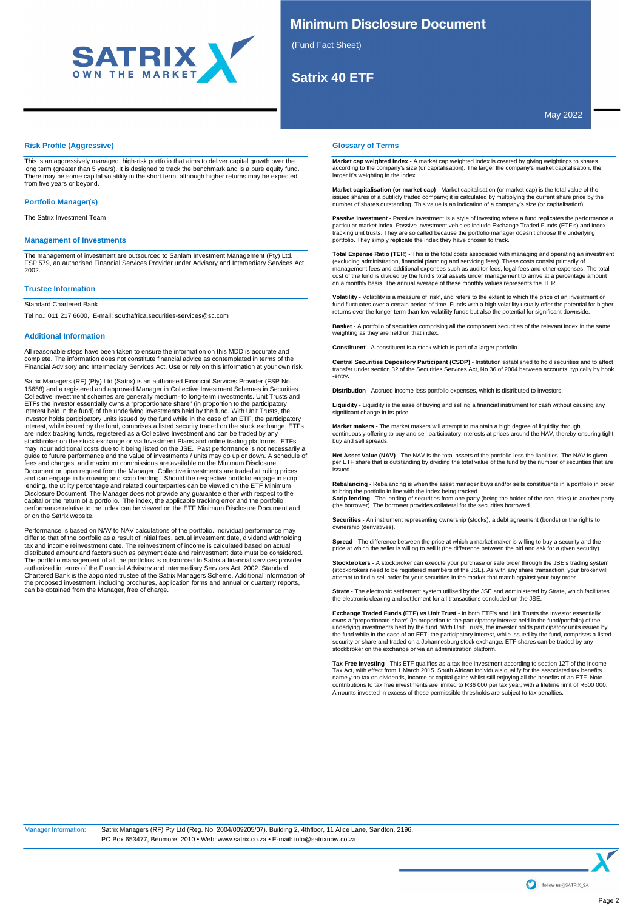# Minimum Disclosure Document

(Fund Fact Sheet)

## Satrix 40 ETF

May 2022

### Risk Profile (Aggressive)

This is an aggressively managed, high-risk portfolio that aims to deliver capital growth over the long term (greater than 5 years). It is designed to track the benchmark and is a pure equity fund. There may be some capital volatility in the short term, although higher returns may be expected from five years or beyond.

### Portfolio Manager(s)

The Satrix Investment Team

### Management of Investments

The management of investment are outsourced to Sanlam Investment Management (Pty) Ltd. FSP 579, an authorised Financial Services Provider under Advisory and Intemediary Services Act, 2002.

### Trustee Information

Standard Chartered Bank

Tel no.: 011 217 6600, E-mail: southafrica.securities-services@sc.com

### Additional Information

All reasonable steps have been taken to ensure the information on this MDD is accurate and complete. The information does not constitute financial advice as contemplated in terms of the Financial Advisory and Intermediary Services Act. Use or rely on this information at your own risk.

Satrix Managers (RF) (Pty) Ltd (Satrix) is an authorised Financial Services Provider (FSP No. 15658) and a registered and approved Manager in Collective Investment Schemes in Securities. Collective investment schemes are generally medium- to long-term investments. Unit Trusts and ETFs the investor essentially owns a "proportionate share" (in proportion to the participatory interest held in the fund) of the underlying investments held by the fund. With Unit Trusts, the investor holds participatory units issued by the fund while in the case of an ETF, the participatory interest, while issued by the fund, comprises a listed security traded on the stock exchange. ETFs are index tracking funds, registered as a Collective Investment and can be traded by any stockbroker on the stock exchange or via Investment Plans and online trading platforms. ETFs may incur additional costs due to it being listed on the JSE. Past performance is not necessarily a guide to future performance and the value of investments / units may go up or down. A schedule of fees and charges, and maximum commissions are available on the Minimum Disclosure Document or upon request from the Manager. Collective investments are traded at ruling prices and can engage in borrowing and scrip lending. Should the respective portfolio engage in scrip lending, the utility percentage and related counterparties can be viewed on the ETF Minimum Disclosure Document. The Manager does not provide any guarantee either with respect to the capital or the return of a portfolio. The index, the applicable tracking error and the portfolio performance relative to the index can be viewed on the ETF Minimum Disclosure Document and or on the Satrix website.

Performance is based on NAV to NAV calculations of the portfolio. Individual performance may differ to that of the portfolio as a result of initial fees, actual investment date, dividend withholding tax and income reinvestment date. The reinvestment of income is calculated based on actual distributed amount and factors such as payment date and reinvestment date must be considered. The portfolio management of all the portfolios is outsourced to Satrix a financial services provider authorized in terms of the Financial Advisory and Intermediary Services Act, 2002. Standard Chartered Bank is the appointed trustee of the Satrix Managers Scheme. Additional information of the proposed investment, including brochures, application forms and annual or quarterly reports, can be obtained from the Manager, free of charge.

### Glossary of Terms

**Market cap weighted index** - A market cap weighted index is created by giving weightings to shares according to the company's size (or capitalisation). The larger the company's market capitalisation, the larger it's weighting in the index.

**Market capitalisation (or market cap)** - Market capitalisation (or market cap) is the total value of the issued shares of a publicly traded company; it is calculated by multiplying the current share price by the number of shares outstanding. This value is an indication of a company's size (or capitalisation).

**Passive investment** - Passive investment is a style of investing where a fund replicates the performance a particular market index. Passive investment vehicles include Exchange Traded Funds (ETF's) and index tracking unit trusts. They are so called because the portfolio manager doesn't choose the underlying portfolio. They simply replicate the index they have chosen to track.

**Total Expense Ratio (TE**R) - This is the total costs associated with managing and operating an investment (excluding administration, financial planning and servicing fees). These costs consist primarily of management fees and additional expenses such as auditor fees, legal fees and other expenses. The total cost of the fund is divided by the fund's total assets under management to arrive at a percentage amount on a monthly basis. The annual average of these monthly values represents the TER.

**Volatility** - Volatility is a measure of 'risk', and refers to the extent to which the price of an investment or fund fluctuates over a certain period of time. Funds with a high volatility usually offer the potential for higher returns over the longer term than low volatility funds but also the potential for significant downside.

**Basket** - A portfolio of securities comprising all the component securities of the relevant index in the same weighting as they are held on that index.

**Constituent** - A constituent is a stock which is part of a larger portfolio.

**Central Securities Depository Participant (CSDP)** - Institution established to hold securities and to affect transfer under section 32 of the Securities Services Act, No 36 of 2004 between accounts, typically by book -entry.

**Distribution** - Accrued income less portfolio expenses, which is distributed to investors.

**Liquidity** - Liquidity is the ease of buying and selling a financial instrument for cash without causing any significant change in its price.

**Market makers** - The market makers will attempt to maintain a high degree of liquidity through continuously offering to buy and sell participatory interests at prices around the NAV, thereby ensuring tight buy and sell spreads.

**Net Asset Value (NAV)** - The NAV is the total assets of the portfolio less the liabilities. The NAV is given per ETF share that is outstanding by dividing the total value of the fund by the number of securities that are issued.

**Rebalancing** - Rebalancing is when the asset manager buys and/or sells constituents in a portfolio in order to bring the portfolio in line with the index being tracked.

**Scrip lending** - The lending of securities from one party (being the holder of the securities) to another party (the borrower). The borrower provides collateral for the securities borrowed.

**Securities** - An instrument representing ownership (stocks), a debt agreement (bonds) or the rights to ownership (derivatives).

**Spread** - The difference between the price at which a market maker is willing to buy a security and the price at which the seller is willing to sell it (the difference between the bid and ask for a given security).

**Stockbrokers** - A stockbroker can execute your purchase or sale order through the JSE's trading system (stockbrokers need to be registered members of the JSE). As with any share transaction, your broker will attempt to find a sell order for your securities in the market that match against your buy order.

**Strate** - The electronic settlement system utilised by the JSE and administered by Strate, which facilitates the electronic clearing and settlement for all transactions concluded on the JSE.

**Exchange Traded Funds (ETF) vs Unit Trust** - In both ETF's and Unit Trusts the investor essentially owns a "proportionate share" (in proportion to the participatory interest held in the fund/portfolio) of the underlying investments held by the fund. With Unit Trusts, the investor holds participatory units issued by the fund while in the case of an EFT, the participatory interest, while issued by the fund, comprises a listed security or share and traded on a Johannesburg stock exchange. ETF shares can be traded by any stockbroker on the exchange or via an administration platform.

**Tax Free Investing** - This ETF qualifies as a tax-free investment according to section 12T of the Income Tax Act, with effect from 1 March 2015. South African individuals qualify for the associated tax benefits namely no tax on dividends, income or capital gains whilst still enjoying all the benefits of an ETF. Note contributions to tax free investments are limited to R36 000 per tax year, with a lifetime limit of R500 000. Amounts invested in excess of these permissible thresholds are subject to tax penalties.

Manager Information: Satrix Managers (RF) Pty Ltd (Reg. No. 2004/009205/07). Building 2, 4thfloor, 11 Alice Lane, Sandton, 2196.
PO Box 653477, Benmore, 2010 • Web: www.satrix.co.za • E-mail: info@satrixnow.co.za

follow us @SATRIX_SA